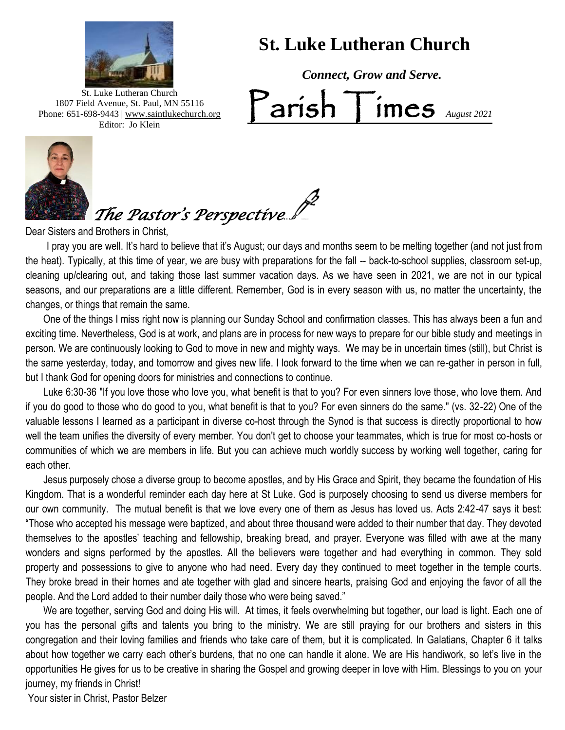# St. Luke Lutheran Church

*Connect, Grow and Serve.*

St. Luke Lutheran Church
1807 Field Avenue, St. Paul, MN 55116
Phone: 651-698-9443 | www.saintlukechurch.org
Editor: Jo Klein

# Parish Times *August 2021*

## *The Pastor's Perspective...*

Dear Sisters and Brothers in Christ,

I pray you are well. It's hard to believe that it's August; our days and months seem to be melting together (and not just from the heat). Typically, at this time of year, we are busy with preparations for the fall -- back-to-school supplies, classroom set-up, cleaning up/clearing out, and taking those last summer vacation days. As we have seen in 2021, we are not in our typical seasons, and our preparations are a little different. Remember, God is in every season with us, no matter the uncertainty, the changes, or things that remain the same.

One of the things I miss right now is planning our Sunday School and confirmation classes. This has always been a fun and exciting time. Nevertheless, God is at work, and plans are in process for new ways to prepare for our bible study and meetings in person. We are continuously looking to God to move in new and mighty ways. We may be in uncertain times (still), but Christ is the same yesterday, today, and tomorrow and gives new life. I look forward to the time when we can re-gather in person in full, but I thank God for opening doors for ministries and connections to continue.

Luke 6:30-36 "If you love those who love you, what benefit is that to you? For even sinners love those, who love them. And if you do good to those who do good to you, what benefit is that to you? For even sinners do the same." (vs. 32-22) One of the valuable lessons I learned as a participant in diverse co-host through the Synod is that success is directly proportional to how well the team unifies the diversity of every member. You don't get to choose your teammates, which is true for most co-hosts or communities of which we are members in life. But you can achieve much worldly success by working well together, caring for each other.

Jesus purposely chose a diverse group to become apostles, and by His Grace and Spirit, they became the foundation of His Kingdom. That is a wonderful reminder each day here at St Luke. God is purposely choosing to send us diverse members for our own community. The mutual benefit is that we love every one of them as Jesus has loved us. Acts 2:42-47 says it best: "Those who accepted his message were baptized, and about three thousand were added to their number that day. They devoted themselves to the apostles' teaching and fellowship, breaking bread, and prayer. Everyone was filled with awe at the many wonders and signs performed by the apostles. All the believers were together and had everything in common. They sold property and possessions to give to anyone who had need. Every day they continued to meet together in the temple courts. They broke bread in their homes and ate together with glad and sincere hearts, praising God and enjoying the favor of all the people. And the Lord added to their number daily those who were being saved."

We are together, serving God and doing His will. At times, it feels overwhelming but together, our load is light. Each one of you has the personal gifts and talents you bring to the ministry. We are still praying for our brothers and sisters in this congregation and their loving families and friends who take care of them, but it is complicated. In Galatians, Chapter 6 it talks about how together we carry each other's burdens, that no one can handle it alone. We are His handiwork, so let's live in the opportunities He gives for us to be creative in sharing the Gospel and growing deeper in love with Him. Blessings to you on your journey, my friends in Christ!

Your sister in Christ, Pastor Belzer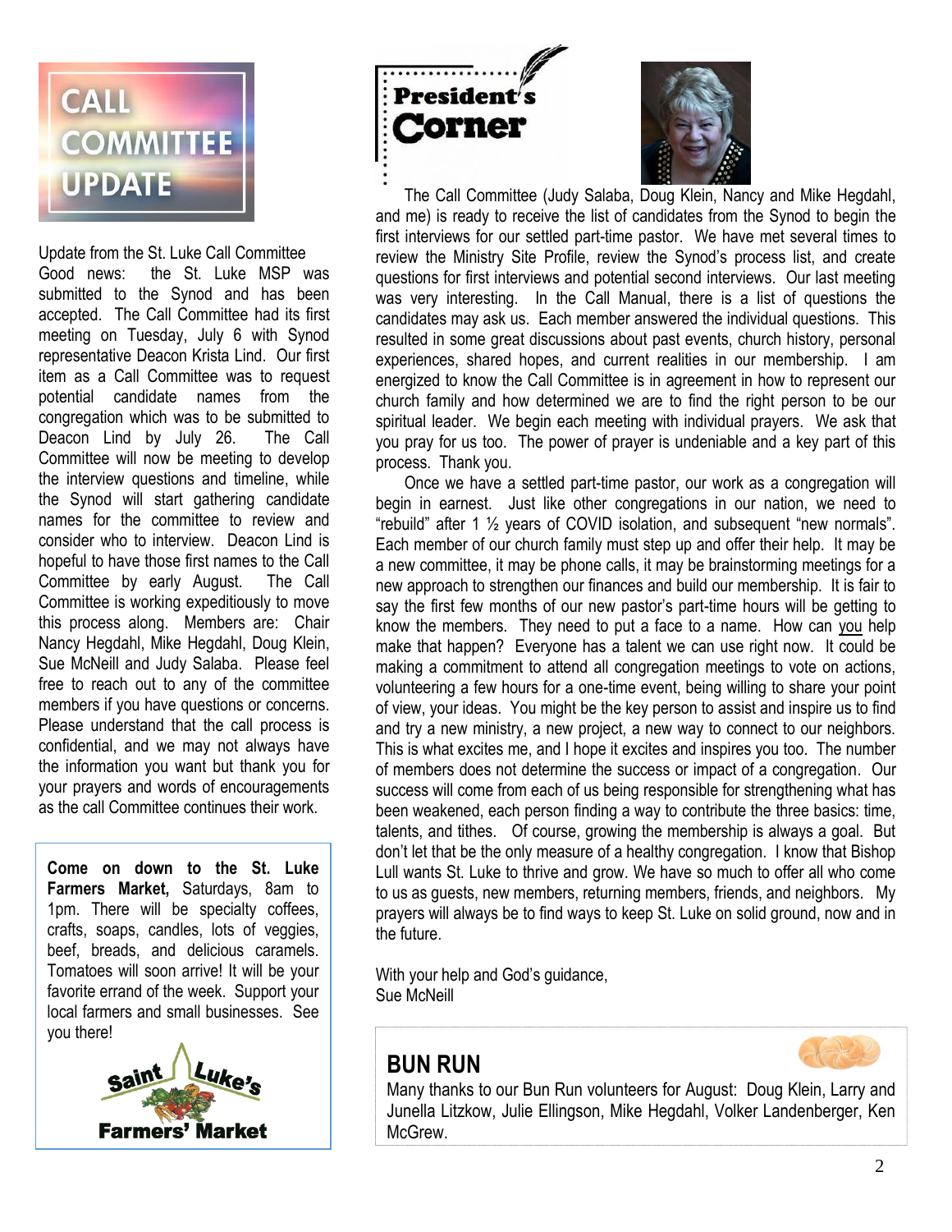# CALL COMMITTEE UPDATE

Update from the St. Luke Call Committee

Good news: the St. Luke MSP was submitted to the Synod and has been accepted. The Call Committee had its first meeting on Tuesday, July 6 with Synod representative Deacon Krista Lind. Our first item as a Call Committee was to request potential candidate names from the congregation which was to be submitted to Deacon Lind by July 26. The Call Committee will now be meeting to develop the interview questions and timeline, while the Synod will start gathering candidate names for the committee to review and consider who to interview. Deacon Lind is hopeful to have those first names to the Call Committee by early August. The Call Committee is working expeditiously to move this process along. Members are: Chair Nancy Hegdahl, Mike Hegdahl, Doug Klein, Sue McNeill and Judy Salaba. Please feel free to reach out to any of the committee members if you have questions or concerns. Please understand that the call process is confidential, and we may not always have the information you want but thank you for your prayers and words of encouragements as the call Committee continues their work.

**Come on down to the St. Luke Farmers Market,** Saturdays, 8am to 1pm. There will be specialty coffees, crafts, soaps, candles, lots of veggies, beef, breads, and delicious caramels. Tomatoes will soon arrive! It will be your favorite errand of the week. Support your local farmers and small businesses. See you there!

Saint Luke's Farmers' Market

# President's Corner

The Call Committee (Judy Salaba, Doug Klein, Nancy and Mike Hegdahl, and me) is ready to receive the list of candidates from the Synod to begin the first interviews for our settled part-time pastor. We have met several times to review the Ministry Site Profile, review the Synod's process list, and create questions for first interviews and potential second interviews. Our last meeting was very interesting. In the Call Manual, there is a list of questions the candidates may ask us. Each member answered the individual questions. This resulted in some great discussions about past events, church history, personal experiences, shared hopes, and current realities in our membership. I am energized to know the Call Committee is in agreement in how to represent our church family and how determined we are to find the right person to be our spiritual leader. We begin each meeting with individual prayers. We ask that you pray for us too. The power of prayer is undeniable and a key part of this process. Thank you.

Once we have a settled part-time pastor, our work as a congregation will begin in earnest. Just like other congregations in our nation, we need to "rebuild" after 1 ½ years of COVID isolation, and subsequent "new normals". Each member of our church family must step up and offer their help. It may be a new committee, it may be phone calls, it may be brainstorming meetings for a new approach to strengthen our finances and build our membership. It is fair to say the first few months of our new pastor's part-time hours will be getting to know the members. They need to put a face to a name. How can you help make that happen? Everyone has a talent we can use right now. It could be making a commitment to attend all congregation meetings to vote on actions, volunteering a few hours for a one-time event, being willing to share your point of view, your ideas. You might be the key person to assist and inspire us to find and try a new ministry, a new project, a new way to connect to our neighbors. This is what excites me, and I hope it excites and inspires you too. The number of members does not determine the success or impact of a congregation. Our success will come from each of us being responsible for strengthening what has been weakened, each person finding a way to contribute the three basics: time, talents, and tithes. Of course, growing the membership is always a goal. But don't let that be the only measure of a healthy congregation. I know that Bishop Lull wants St. Luke to thrive and grow. We have so much to offer all who come to us as guests, new members, returning members, friends, and neighbors. My prayers will always be to find ways to keep St. Luke on solid ground, now and in the future.

With your help and God's guidance,
Sue McNeill

## BUN RUN

Many thanks to our Bun Run volunteers for August: Doug Klein, Larry and Junella Litzkow, Julie Ellingson, Mike Hegdahl, Volker Landenberger, Ken McGrew.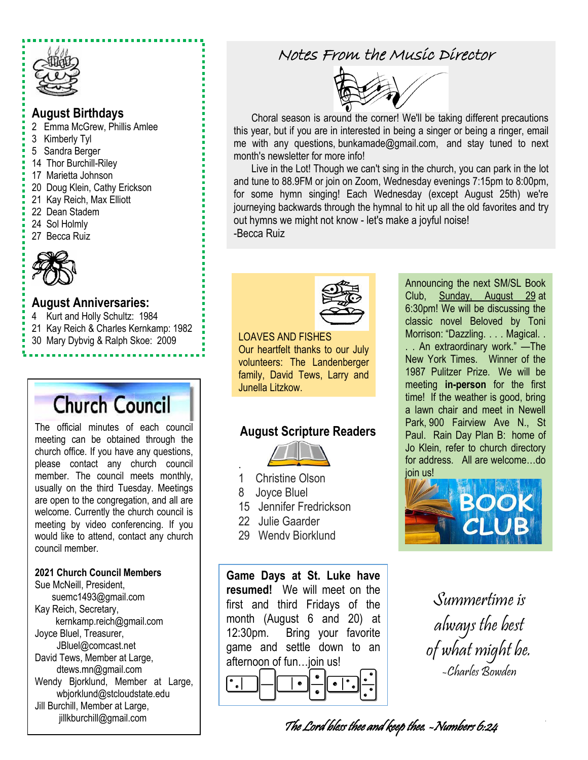## August Birthdays

2 Emma McGrew, Phillis Amlee
3 Kimberly Tyl
5 Sandra Berger
14 Thor Burchill-Riley
17 Marietta Johnson
20 Doug Klein, Cathy Erickson
21 Kay Reich, Max Elliott
22 Dean Stadem
24 Sol Holmly
27 Becca Ruiz

## August Anniversaries:

4 Kurt and Holly Schultz: 1984
21 Kay Reich & Charles Kernkamp: 1982
30 Mary Dybvig & Ralph Skoe: 2009

## Church Council

The official minutes of each council meeting can be obtained through the church office. If you have any questions, please contact any church council member. The council meets monthly, usually on the third Tuesday. Meetings are open to the congregation, and all are welcome. Currently the church council is meeting by video conferencing. If you would like to attend, contact any church council member.

**2021 Church Council Members**

Sue McNeill, President,
suemc1493@gmail.com
Kay Reich, Secretary,
kernkamp.reich@gmail.com
Joyce Bluel, Treasurer,
JBluel@comcast.net
David Tews, Member at Large,
dtews.mn@gmail.com
Wendy Bjorklund, Member at Large,
wbjorklund@stcloudstate.edu
Jill Burchill, Member at Large,
jillkburchill@gmail.com

## Notes From the Music Director

Choral season is around the corner! We'll be taking different precautions this year, but if you are in interested in being a singer or being a ringer, email me with any questions, bunkamade@gmail.com, and stay tuned to next month's newsletter for more info!

Live in the Lot! Though we can't sing in the church, you can park in the lot and tune to 88.9FM or join on Zoom, Wednesday evenings 7:15pm to 8:00pm, for some hymn singing! Each Wednesday (except August 25th) we're journeying backwards through the hymnal to hit up all the old favorites and try out hymns we might not know - let's make a joyful noise!
-Becca Ruiz

LOAVES AND FISHES
Our heartfelt thanks to our July volunteers: The Landenberger family, David Tews, Larry and Junella Litzkow.

## August Scripture Readers

1 Christine Olson
8 Joyce Bluel
15 Jennifer Fredrickson
22 Julie Gaarder
29 Wendy Biorklund

Announcing the next SM/SL Book Club, Sunday, August 29 at 6:30pm! We will be discussing the classic novel Beloved by Toni Morrison: "Dazzling. . . . Magical. . . . An extraordinary work." —The New York Times. Winner of the 1987 Pulitzer Prize. We will be meeting **in-person** for the first time! If the weather is good, bring a lawn chair and meet in Newell Park, 900 Fairview Ave N., St Paul. Rain Day Plan B: home of Jo Klein, refer to church directory for address. All are welcome…do join us!

BOOK CLUB

**Game Days at St. Luke have resumed!** We will meet on the first and third Fridays of the month (August 6 and 20) at 12:30pm. Bring your favorite game and settle down to an afternoon of fun…join us!

*Summertime is always the best of what might be.*
*-Charles Bowden*

*The Lord bless thee and keep thee. -Numbers 6:24*